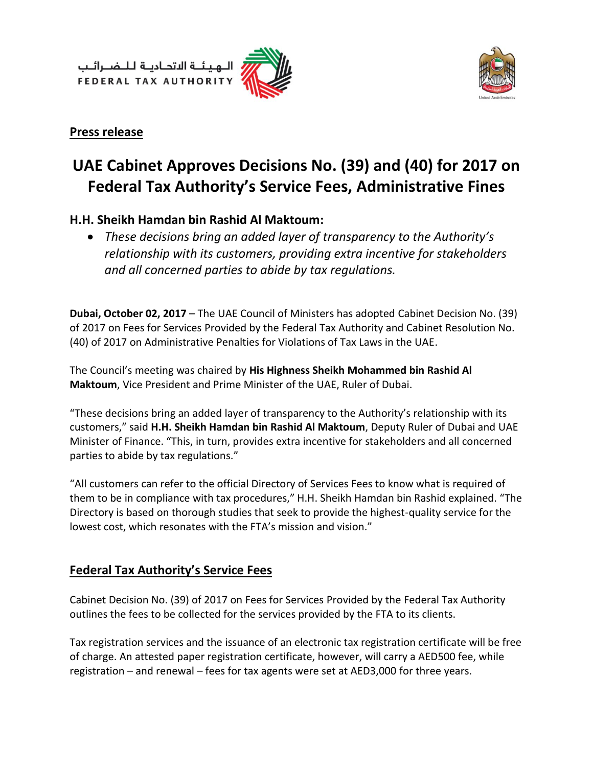الهيئة الاتحادية للضرائب
FEDERAL TAX AUTHORITY

**Press release**

# UAE Cabinet Approves Decisions No. (39) and (40) for 2017 on Federal Tax Authority's Service Fees, Administrative Fines

## H.H. Sheikh Hamdan bin Rashid Al Maktoum:

- *These decisions bring an added layer of transparency to the Authority's relationship with its customers, providing extra incentive for stakeholders and all concerned parties to abide by tax regulations.*

**Dubai, October 02, 2017** – The UAE Council of Ministers has adopted Cabinet Decision No. (39) of 2017 on Fees for Services Provided by the Federal Tax Authority and Cabinet Resolution No. (40) of 2017 on Administrative Penalties for Violations of Tax Laws in the UAE.

The Council's meeting was chaired by **His Highness Sheikh Mohammed bin Rashid Al Maktoum**, Vice President and Prime Minister of the UAE, Ruler of Dubai.

"These decisions bring an added layer of transparency to the Authority's relationship with its customers," said **H.H. Sheikh Hamdan bin Rashid Al Maktoum**, Deputy Ruler of Dubai and UAE Minister of Finance. "This, in turn, provides extra incentive for stakeholders and all concerned parties to abide by tax regulations."

"All customers can refer to the official Directory of Services Fees to know what is required of them to be in compliance with tax procedures," H.H. Sheikh Hamdan bin Rashid explained. "The Directory is based on thorough studies that seek to provide the highest-quality service for the lowest cost, which resonates with the FTA's mission and vision."

## Federal Tax Authority's Service Fees

Cabinet Decision No. (39) of 2017 on Fees for Services Provided by the Federal Tax Authority outlines the fees to be collected for the services provided by the FTA to its clients.

Tax registration services and the issuance of an electronic tax registration certificate will be free of charge. An attested paper registration certificate, however, will carry a AED500 fee, while registration – and renewal – fees for tax agents were set at AED3,000 for three years.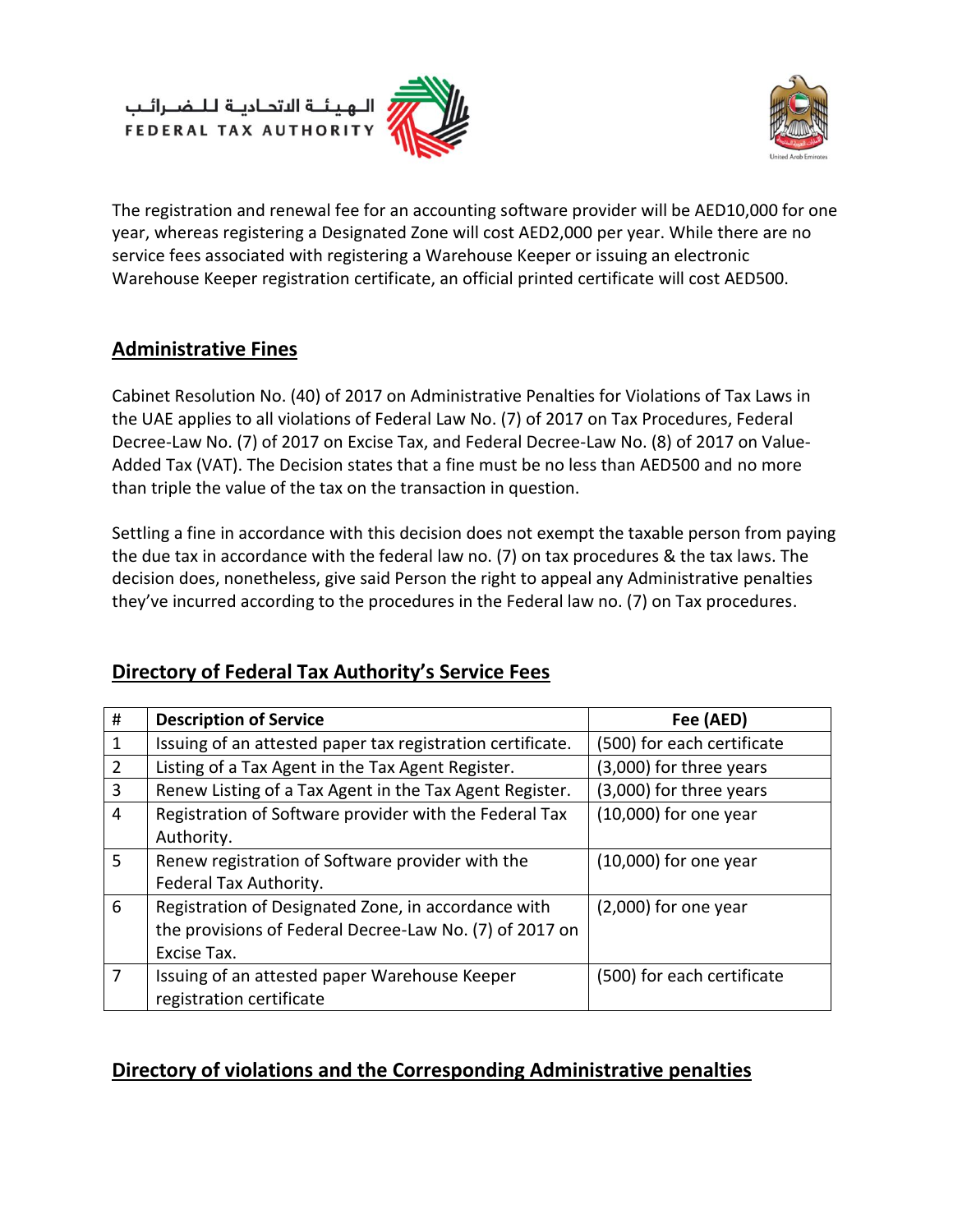The registration and renewal fee for an accounting software provider will be AED10,000 for one year, whereas registering a Designated Zone will cost AED2,000 per year. While there are no service fees associated with registering a Warehouse Keeper or issuing an electronic Warehouse Keeper registration certificate, an official printed certificate will cost AED500.

## Administrative Fines

Cabinet Resolution No. (40) of 2017 on Administrative Penalties for Violations of Tax Laws in the UAE applies to all violations of Federal Law No. (7) of 2017 on Tax Procedures, Federal Decree-Law No. (7) of 2017 on Excise Tax, and Federal Decree-Law No. (8) of 2017 on Value-Added Tax (VAT). The Decision states that a fine must be no less than AED500 and no more than triple the value of the tax on the transaction in question.

Settling a fine in accordance with this decision does not exempt the taxable person from paying the due tax in accordance with the federal law no. (7) on tax procedures & the tax laws. The decision does, nonetheless, give said Person the right to appeal any Administrative penalties they've incurred according to the procedures in the Federal law no. (7) on Tax procedures.

## Directory of Federal Tax Authority's Service Fees

| # | Description of Service | Fee (AED) |
|---|---|---|
| 1 | Issuing of an attested paper tax registration certificate. | (500) for each certificate |
| 2 | Listing of a Tax Agent in the Tax Agent Register. | (3,000) for three years |
| 3 | Renew Listing of a Tax Agent in the Tax Agent Register. | (3,000) for three years |
| 4 | Registration of Software provider with the Federal Tax Authority. | (10,000) for one year |
| 5 | Renew registration of Software provider with the Federal Tax Authority. | (10,000) for one year |
| 6 | Registration of Designated Zone, in accordance with the provisions of Federal Decree-Law No. (7) of 2017 on Excise Tax. | (2,000) for one year |
| 7 | Issuing of an attested paper Warehouse Keeper registration certificate | (500) for each certificate |

## Directory of violations and the Corresponding Administrative penalties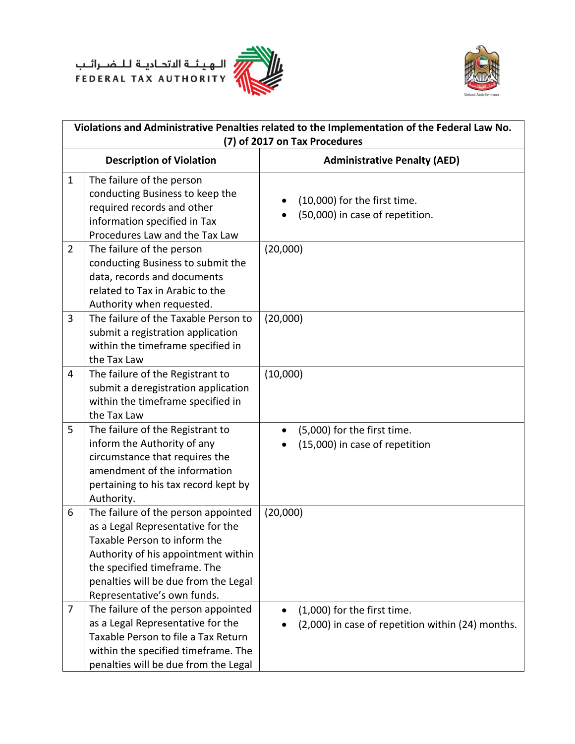| Violations and Administrative Penalties related to the Implementation of the Federal Law No. (7) of 2017 on Tax Procedures | | |
|---|---|---|
| | **Description of Violation** | **Administrative Penalty (AED)** |
| 1 | The failure of the person conducting Business to keep the required records and other information specified in Tax Procedures Law and the Tax Law | • (10,000) for the first time.<br>• (50,000) in case of repetition. |
| 2 | The failure of the person conducting Business to submit the data, records and documents related to Tax in Arabic to the Authority when requested. | (20,000) |
| 3 | The failure of the Taxable Person to submit a registration application within the timeframe specified in the Tax Law | (20,000) |
| 4 | The failure of the Registrant to submit a deregistration application within the timeframe specified in the Tax Law | (10,000) |
| 5 | The failure of the Registrant to inform the Authority of any circumstance that requires the amendment of the information pertaining to his tax record kept by Authority. | • (5,000) for the first time.<br>• (15,000) in case of repetition |
| 6 | The failure of the person appointed as a Legal Representative for the Taxable Person to inform the Authority of his appointment within the specified timeframe. The penalties will be due from the Legal Representative's own funds. | (20,000) |
| 7 | The failure of the person appointed as a Legal Representative for the Taxable Person to file a Tax Return within the specified timeframe. The penalties will be due from the Legal | • (1,000) for the first time.<br>• (2,000) in case of repetition within (24) months. |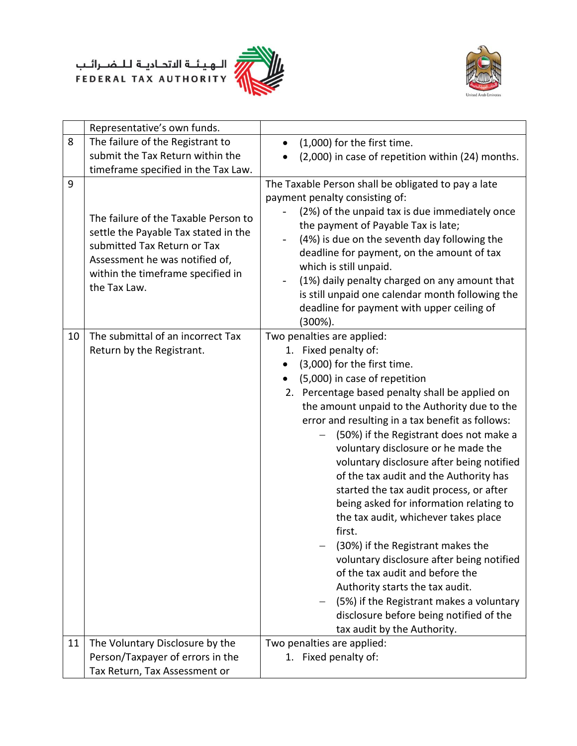| | | |
|---|---|---|
| | Representative's own funds. | |
| 8 | The failure of the Registrant to submit the Tax Return within the timeframe specified in the Tax Law. | • (1,000) for the first time.<br>• (2,000) in case of repetition within (24) months. |
| 9 | The failure of the Taxable Person to settle the Payable Tax stated in the submitted Tax Return or Tax Assessment he was notified of, within the timeframe specified in the Tax Law. | The Taxable Person shall be obligated to pay a late payment penalty consisting of:<br>- (2%) of the unpaid tax is due immediately once the payment of Payable Tax is late;<br>- (4%) is due on the seventh day following the deadline for payment, on the amount of tax which is still unpaid.<br>- (1%) daily penalty charged on any amount that is still unpaid one calendar month following the deadline for payment with upper ceiling of (300%). |
| 10 | The submittal of an incorrect Tax Return by the Registrant. | Two penalties are applied:<br>1. Fixed penalty of:<br>• (3,000) for the first time.<br>• (5,000) in case of repetition<br>2. Percentage based penalty shall be applied on the amount unpaid to the Authority due to the error and resulting in a tax benefit as follows:<br>– (50%) if the Registrant does not make a voluntary disclosure or he made the voluntary disclosure after being notified of the tax audit and the Authority has started the tax audit process, or after being asked for information relating to the tax audit, whichever takes place first.<br>– (30%) if the Registrant makes the voluntary disclosure after being notified of the tax audit and before the Authority starts the tax audit.<br>– (5%) if the Registrant makes a voluntary disclosure before being notified of the tax audit by the Authority. |
| 11 | The Voluntary Disclosure by the Person/Taxpayer of errors in the Tax Return, Tax Assessment or | Two penalties are applied:<br>1. Fixed penalty of: |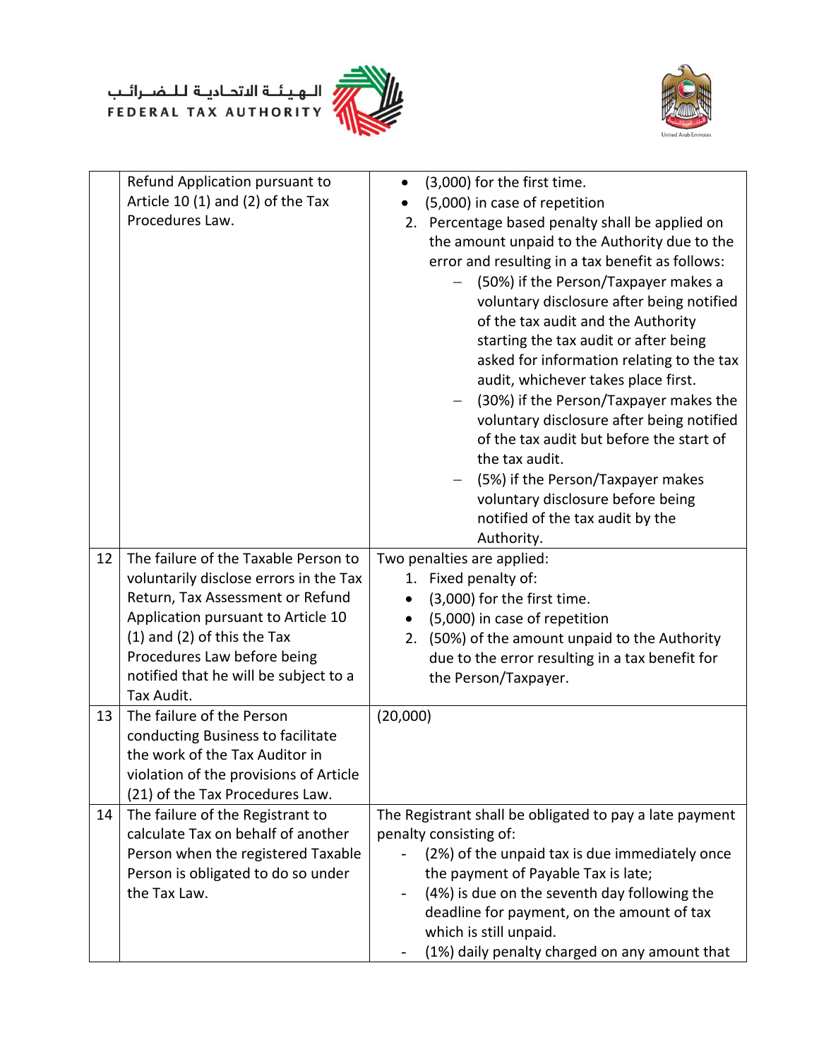| | | |
|---|---|---|
| | Refund Application pursuant to Article 10 (1) and (2) of the Tax Procedures Law. | • (3,000) for the first time.<br>• (5,000) in case of repetition<br>2. Percentage based penalty shall be applied on the amount unpaid to the Authority due to the error and resulting in a tax benefit as follows:<br>– (50%) if the Person/Taxpayer makes a voluntary disclosure after being notified of the tax audit and the Authority starting the tax audit or after being asked for information relating to the tax audit, whichever takes place first.<br>– (30%) if the Person/Taxpayer makes the voluntary disclosure after being notified of the tax audit but before the start of the tax audit.<br>– (5%) if the Person/Taxpayer makes voluntary disclosure before being notified of the tax audit by the Authority. |
| 12 | The failure of the Taxable Person to voluntarily disclose errors in the Tax Return, Tax Assessment or Refund Application pursuant to Article 10 (1) and (2) of this the Tax Procedures Law before being notified that he will be subject to a Tax Audit. | Two penalties are applied:<br>1. Fixed penalty of:<br>• (3,000) for the first time.<br>• (5,000) in case of repetition<br>2. (50%) of the amount unpaid to the Authority due to the error resulting in a tax benefit for the Person/Taxpayer. |
| 13 | The failure of the Person conducting Business to facilitate the work of the Tax Auditor in violation of the provisions of Article (21) of the Tax Procedures Law. | (20,000) |
| 14 | The failure of the Registrant to calculate Tax on behalf of another Person when the registered Taxable Person is obligated to do so under the Tax Law. | The Registrant shall be obligated to pay a late payment penalty consisting of:<br>- (2%) of the unpaid tax is due immediately once the payment of Payable Tax is late;<br>- (4%) is due on the seventh day following the deadline for payment, on the amount of tax which is still unpaid.<br>- (1%) daily penalty charged on any amount that |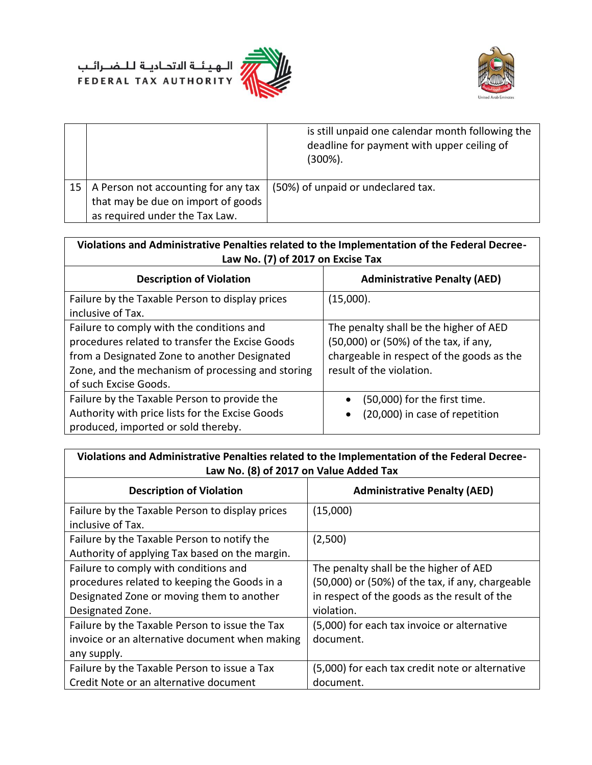| | | |
|---|---|---|
| | | is still unpaid one calendar month following the deadline for payment with upper ceiling of (300%). |
| 15 | A Person not accounting for any tax that may be due on import of goods as required under the Tax Law. | (50%) of unpaid or undeclared tax. |

| Violations and Administrative Penalties related to the Implementation of the Federal Decree-Law No. (7) of 2017 on Excise Tax | |
|---|---|
| **Description of Violation** | **Administrative Penalty (AED)** |
| Failure by the Taxable Person to display prices inclusive of Tax. | (15,000). |
| Failure to comply with the conditions and procedures related to transfer the Excise Goods from a Designated Zone to another Designated Zone, and the mechanism of processing and storing of such Excise Goods. | The penalty shall be the higher of AED (50,000) or (50%) of the tax, if any, chargeable in respect of the goods as the result of the violation. |
| Failure by the Taxable Person to provide the Authority with price lists for the Excise Goods produced, imported or sold thereby. | • (50,000) for the first time.<br>• (20,000) in case of repetition |

| Violations and Administrative Penalties related to the Implementation of the Federal Decree-Law No. (8) of 2017 on Value Added Tax | |
|---|---|
| **Description of Violation** | **Administrative Penalty (AED)** |
| Failure by the Taxable Person to display prices inclusive of Tax. | (15,000) |
| Failure by the Taxable Person to notify the Authority of applying Tax based on the margin. | (2,500) |
| Failure to comply with conditions and procedures related to keeping the Goods in a Designated Zone or moving them to another Designated Zone. | The penalty shall be the higher of AED (50,000) or (50%) of the tax, if any, chargeable in respect of the goods as the result of the violation. |
| Failure by the Taxable Person to issue the Tax invoice or an alternative document when making any supply. | (5,000) for each tax invoice or alternative document. |
| Failure by the Taxable Person to issue a Tax Credit Note or an alternative document | (5,000) for each tax credit note or alternative document. |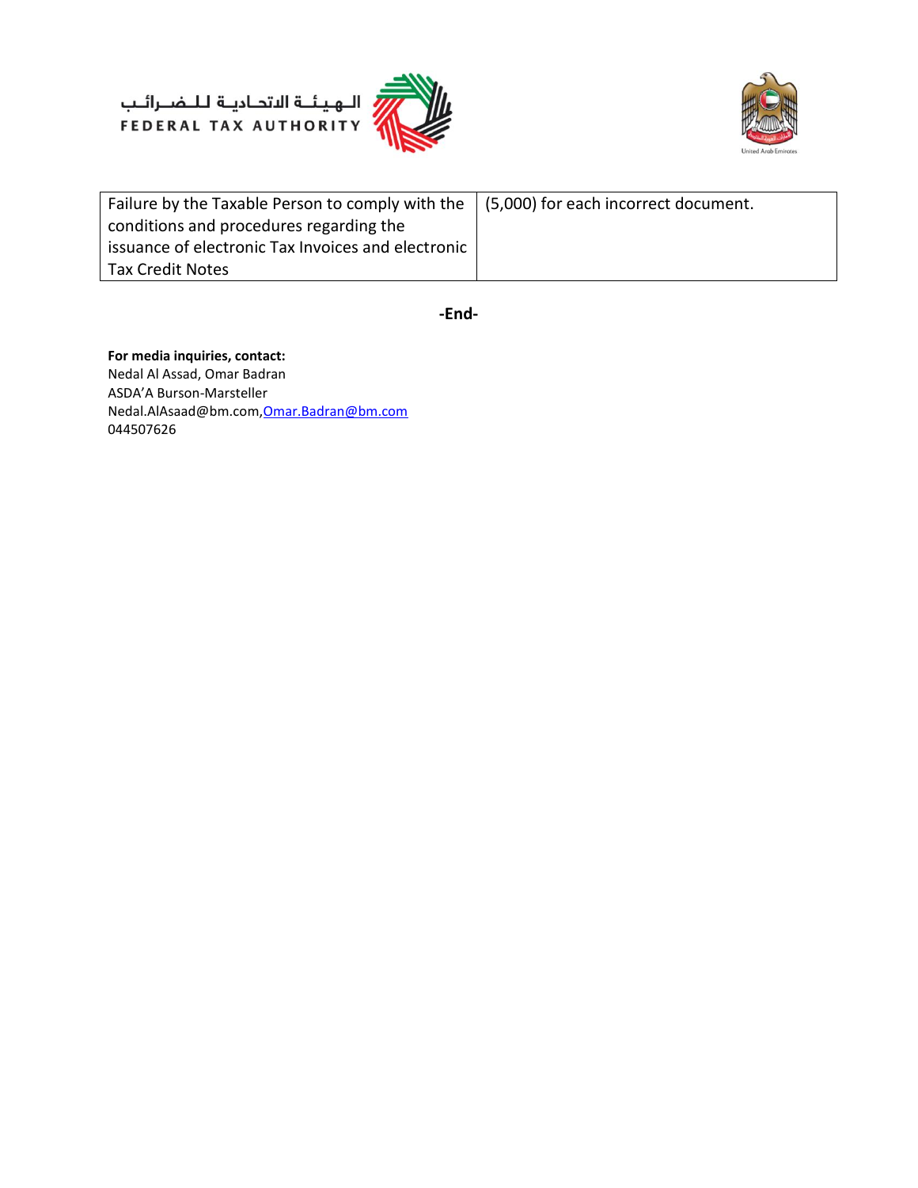| | |
|---|---|
| Failure by the Taxable Person to comply with the conditions and procedures regarding the issuance of electronic Tax Invoices and electronic Tax Credit Notes | (5,000) for each incorrect document. |

**-End-**

**For media inquiries, contact:**
Nedal Al Assad, Omar Badran
ASDA'A Burson-Marsteller
Nedal.AlAsaad@bm.com,Omar.Badran@bm.com
044507626